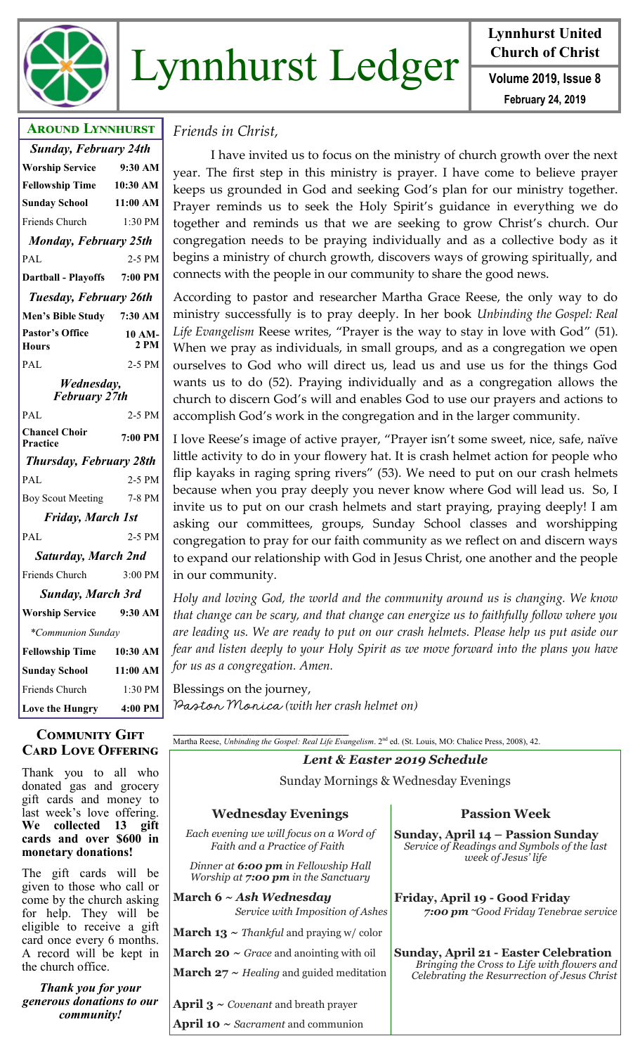# Lynnhurst Ledger

**Lynnhurst United Church of Christ**

**Volume 2019, Issue 8**

**February 24, 2019**

## Around Lynnhurst

| *Sunday, February 24th* | |
|---|---|
| **Worship Service** | **9:30 AM** |
| **Fellowship Time** | **10:30 AM** |
| **Sunday School** | **11:00 AM** |
| Friends Church | 1:30 PM |
| ***Monday, February 25th*** | |
| PAL | 2-5 PM |
| **Dartball - Playoffs** | **7:00 PM** |
| ***Tuesday, February 26th*** | |
| **Men's Bible Study** | **7:30 AM** |
| **Pastor's Office Hours** | **10 AM-2 PM** |
| PAL | 2-5 PM |
| ***Wednesday, February 27th*** | |
| PAL | 2-5 PM |
| **Chancel Choir Practice** | **7:00 PM** |
| ***Thursday, February 28th*** | |
| PAL | 2-5 PM |
| Boy Scout Meeting | 7-8 PM |
| ***Friday, March 1st*** | |
| PAL | 2-5 PM |
| ***Saturday, March 2nd*** | |
| Friends Church | 3:00 PM |
| ***Sunday, March 3rd*** | |
| **Worship Service** | **9:30 AM** |
| *\*Communion Sunday* | |
| **Fellowship Time** | **10:30 AM** |
| **Sunday School** | **11:00 AM** |
| Friends Church | 1:30 PM |
| **Love the Hungry** | **4:00 PM** |

## Community Gift Card Love Offering

Thank you to all who donated gas and grocery gift cards and money to last week's love offering. **We collected 13 gift cards and over $600 in monetary donations!**

The gift cards will be given to those who call or come by the church asking for help. They will be eligible to receive a gift card once every 6 months. A record will be kept in the church office.

***Thank you for your generous donations to our community!***

*Friends in Christ,*

I have invited us to focus on the ministry of church growth over the next year. The first step in this ministry is prayer. I have come to believe prayer keeps us grounded in God and seeking God's plan for our ministry together. Prayer reminds us to seek the Holy Spirit's guidance in everything we do together and reminds us that we are seeking to grow Christ's church. Our congregation needs to be praying individually and as a collective body as it begins a ministry of church growth, discovers ways of growing spiritually, and connects with the people in our community to share the good news.

According to pastor and researcher Martha Grace Reese, the only way to do ministry successfully is to pray deeply. In her book *Unbinding the Gospel: Real Life Evangelism* Reese writes, "Prayer is the way to stay in love with God" (51). When we pray as individuals, in small groups, and as a congregation we open ourselves to God who will direct us, lead us and use us for the things God wants us to do (52). Praying individually and as a congregation allows the church to discern God's will and enables God to use our prayers and actions to accomplish God's work in the congregation and in the larger community.

I love Reese's image of active prayer, "Prayer isn't some sweet, nice, safe, naïve little activity to do in your flowery hat. It is crash helmet action for people who flip kayaks in raging spring rivers" (53). We need to put on our crash helmets because when you pray deeply you never know where God will lead us. So, I invite us to put on our crash helmets and start praying, praying deeply! I am asking our committees, groups, Sunday School classes and worshipping congregation to pray for our faith community as we reflect on and discern ways to expand our relationship with God in Jesus Christ, one another and the people in our community.

*Holy and loving God, the world and the community around us is changing. We know that change can be scary, and that change can energize us to faithfully follow where you are leading us. We are ready to put on our crash helmets. Please help us put aside our fear and listen deeply to your Holy Spirit as we move forward into the plans you have for us as a congregation. Amen.*

Blessings on the journey,
*Pastor Monica* *(with her crash helmet on)*

---

Martha Reese, *Unbinding the Gospel: Real Life Evangelism*. 2nd ed. (St. Louis, MO: Chalice Press, 2008), 42.

## *Lent & Easter 2019 Schedule*

Sunday Mornings & Wednesday Evenings

### Wednesday Evenings

*Each evening we will focus on a Word of Faith and a Practice of Faith*

*Dinner at **6:00 pm** in Fellowship Hall*
*Worship at **7:00 pm** in the Sanctuary*

**March 6 ~ *Ash Wednesday***
*Service with Imposition of Ashes*

**March 13 ~** *Thankful* and praying w/ color

**March 20 ~** *Grace* and anointing with oil

**March 27 ~** *Healing* and guided meditation

**April 3 ~** *Covenant* and breath prayer

**April 10 ~** *Sacrament* and communion

### Passion Week

**Sunday, April 14 – Passion Sunday**
*Service of Readings and Symbols of the last week of Jesus' life*

**Friday, April 19 - Good Friday**
***7:00 pm** ~Good Friday Tenebrae service*

**Sunday, April 21 - Easter Celebration**
*Bringing the Cross to Life with flowers and Celebrating the Resurrection of Jesus Christ*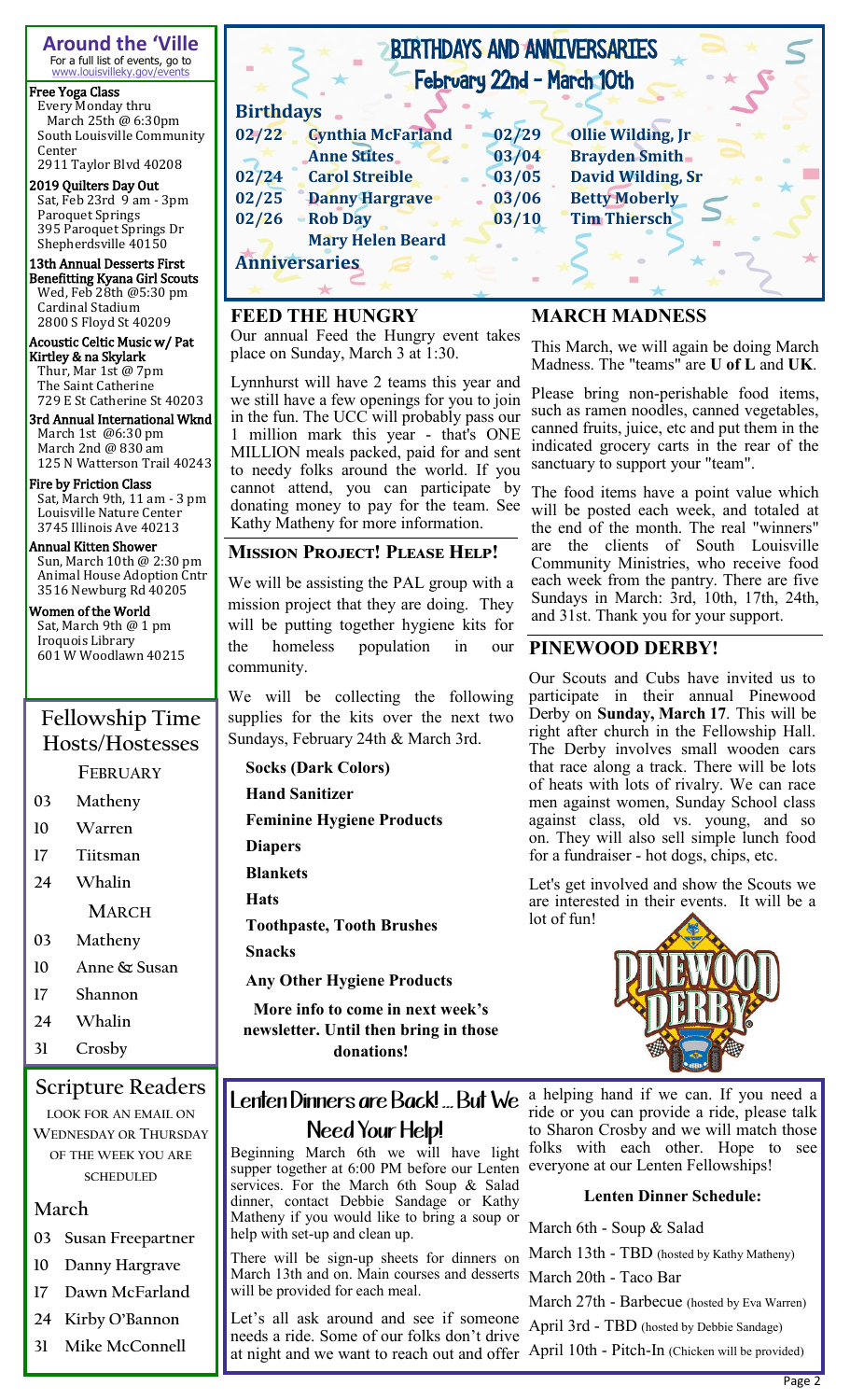## Around the 'Ville

For a full list of events, go to www.louisvilleky.gov/events

**Free Yoga Class**
Every Monday thru March 25th @ 6:30pm
South Louisville Community Center
2911 Taylor Blvd 40208

**2019 Quilters Day Out**
Sat, Feb 23rd 9 am - 3pm
Paroquet Springs
395 Paroquet Springs Dr
Shepherdsville 40150

**13th Annual Desserts First Benefitting Kyana Girl Scouts**
Wed, Feb 28th @5:30 pm
Cardinal Stadium
2800 S Floyd St 40209

**Acoustic Celtic Music w/ Pat Kirtley & na Skylark**
Thur, Mar 1st @7pm
The Saint Catherine
729 E St Catherine St 40203

**3rd Annual International Wknd**
March 1st @6:30 pm
March 2nd @ 830 am
125 N Watterson Trail 40243

**Fire by Friction Class**
Sat, March 9th, 11 am - 3 pm
Louisville Nature Center
3745 Illinois Ave 40213

**Annual Kitten Shower**
Sun, March 10th @ 2:30 pm
Animal House Adoption Cntr
3516 Newburg Rd 40205

**Women of the World**
Sat, March 9th @ 1 pm
Iroquois Library
601 W Woodlawn 40215

## Fellowship Time Hosts/Hostesses

**February**

| | |
|---|---|
| 03 | Matheny |
| 10 | Warren |
| 17 | Tiitsman |
| 24 | Whalin |

**March**

| | |
|---|---|
| 03 | Matheny |
| 10 | Anne & Susan |
| 17 | Shannon |
| 24 | Whalin |
| 31 | Crosby |

## Scripture Readers

LOOK FOR AN EMAIL ON WEDNESDAY OR THURSDAY OF THE WEEK YOU ARE SCHEDULED

**March**

| | |
|---|---|
| 03 | Susan Freepartner |
| 10 | Danny Hargrave |
| 17 | Dawn McFarland |
| 24 | Kirby O'Bannon |
| 31 | Mike McConnell |

# BIRTHDAYS AND ANNIVERSARIES
## February 22nd - March 10th

**Birthdays**

| | | | |
|---|---|---|---|
| 02/22 | Cynthia McFarland | 02/29 | Ollie Wilding, Jr |
| | Anne Stites | 03/04 | Brayden Smith |
| 02/24 | Carol Streible | 03/05 | David Wilding, Sr |
| 02/25 | Danny Hargrave | 03/06 | Betty Moberly |
| 02/26 | Rob Day | 03/10 | Tim Thiersch |
| | Mary Helen Beard | | |

**Anniversaries**

## FEED THE HUNGRY

Our annual Feed the Hungry event takes place on Sunday, March 3 at 1:30.

Lynnhurst will have 2 teams this year and we still have a few openings for you to join in the fun. The UCC will probably pass our 1 million mark this year - that's ONE MILLION meals packed, paid for and sent to needy folks around the world. If you cannot attend, you can participate by donating money to pay for the team. See Kathy Matheny for more information.

## Mission Project! Please Help!

We will be assisting the PAL group with a mission project that they are doing. They will be putting together hygiene kits for the homeless population in our community.

We will be collecting the following supplies for the kits over the next two Sundays, February 24th & March 3rd.

**Socks (Dark Colors)**
**Hand Sanitizer**
**Feminine Hygiene Products**
**Diapers**
**Blankets**
**Hats**
**Toothpaste, Tooth Brushes**
**Snacks**
**Any Other Hygiene Products**

**More info to come in next week's newsletter. Until then bring in those donations!**

## MARCH MADNESS

This March, we will again be doing March Madness. The "teams" are **U of L** and **UK**.

Please bring non-perishable food items, such as ramen noodles, canned vegetables, canned fruits, juice, etc and put them in the indicated grocery carts in the rear of the sanctuary to support your "team".

The food items have a point value which will be posted each week, and totaled at the end of the month. The real "winners" are the clients of South Louisville Community Ministries, who receive food each week from the pantry. There are five Sundays in March: 3rd, 10th, 17th, 24th, and 31st. Thank you for your support.

## PINEWOOD DERBY!

Our Scouts and Cubs have invited us to participate in their annual Pinewood Derby on **Sunday, March 17**. This will be right after church in the Fellowship Hall. The Derby involves small wooden cars that race along a track. There will be lots of heats with lots of rivalry. We can race men against women, Sunday School class against class, old vs. young, and so on. They will also sell simple lunch food for a fundraiser - hot dogs, chips, etc.

Let's get involved and show the Scouts we are interested in their events. It will be a lot of fun!

## Lenten Dinners are Back! ...But We Need Your Help!

Beginning March 6th we will have light supper together at 6:00 PM before our Lenten services. For the March 6th Soup & Salad dinner, contact Debbie Sandage or Kathy Matheny if you would like to bring a soup or help with set-up and clean up.

There will be sign-up sheets for dinners on March 13th and on. Main courses and desserts will be provided for each meal.

Let's all ask around and see if someone needs a ride. Some of our folks don't drive at night and we want to reach out and offer a helping hand if we can. If you need a ride or you can provide a ride, please talk to Sharon Crosby and we will match those folks with each other. Hope to see everyone at our Lenten Fellowships!

**Lenten Dinner Schedule:**

March 6th - Soup & Salad
March 13th - TBD (hosted by Kathy Matheny)
March 20th - Taco Bar
March 27th - Barbecue (hosted by Eva Warren)
April 3rd - TBD (hosted by Debbie Sandage)
April 10th - Pitch-In (Chicken will be provided)